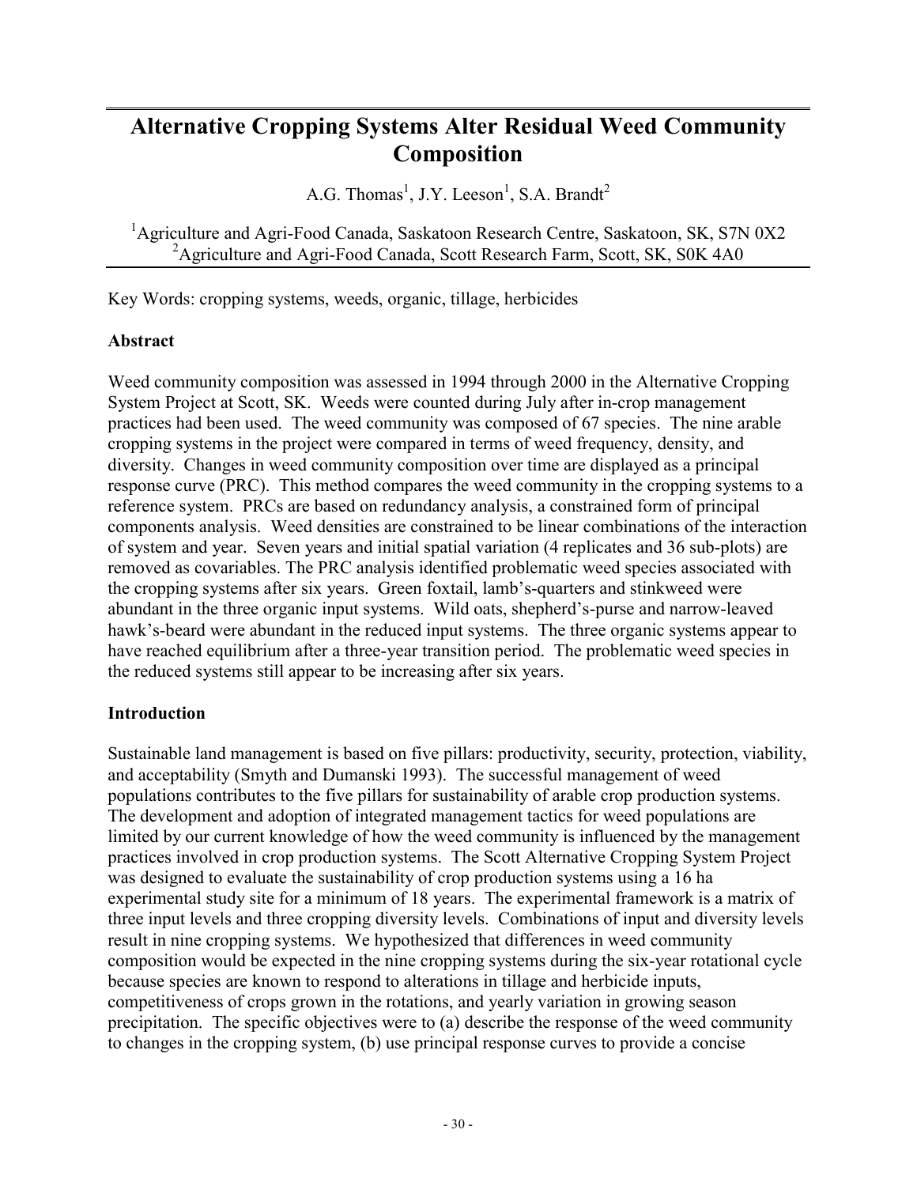# Alternative Cropping Systems Alter Residual Weed Community Composition

A.G. Thomas[1], J.Y. Leeson[1], S.A. Brandt[2]

[1]Agriculture and Agri-Food Canada, Saskatoon Research Centre, Saskatoon, SK, S7N 0X2
[2]Agriculture and Agri-Food Canada, Scott Research Farm, Scott, SK, S0K 4A0

Key Words: cropping systems, weeds, organic, tillage, herbicides

## Abstract

Weed community composition was assessed in 1994 through 2000 in the Alternative Cropping System Project at Scott, SK. Weeds were counted during July after in-crop management practices had been used. The weed community was composed of 67 species. The nine arable cropping systems in the project were compared in terms of weed frequency, density, and diversity. Changes in weed community composition over time are displayed as a principal response curve (PRC). This method compares the weed community in the cropping systems to a reference system. PRCs are based on redundancy analysis, a constrained form of principal components analysis. Weed densities are constrained to be linear combinations of the interaction of system and year. Seven years and initial spatial variation (4 replicates and 36 sub-plots) are removed as covariables. The PRC analysis identified problematic weed species associated with the cropping systems after six years. Green foxtail, lamb's-quarters and stinkweed were abundant in the three organic input systems. Wild oats, shepherd's-purse and narrow-leaved hawk's-beard were abundant in the reduced input systems. The three organic systems appear to have reached equilibrium after a three-year transition period. The problematic weed species in the reduced systems still appear to be increasing after six years.

## Introduction

Sustainable land management is based on five pillars: productivity, security, protection, viability, and acceptability (Smyth and Dumanski 1993). The successful management of weed populations contributes to the five pillars for sustainability of arable crop production systems. The development and adoption of integrated management tactics for weed populations are limited by our current knowledge of how the weed community is influenced by the management practices involved in crop production systems. The Scott Alternative Cropping System Project was designed to evaluate the sustainability of crop production systems using a 16 ha experimental study site for a minimum of 18 years. The experimental framework is a matrix of three input levels and three cropping diversity levels. Combinations of input and diversity levels result in nine cropping systems. We hypothesized that differences in weed community composition would be expected in the nine cropping systems during the six-year rotational cycle because species are known to respond to alterations in tillage and herbicide inputs, competitiveness of crops grown in the rotations, and yearly variation in growing season precipitation. The specific objectives were to (a) describe the response of the weed community to changes in the cropping system, (b) use principal response curves to provide a concise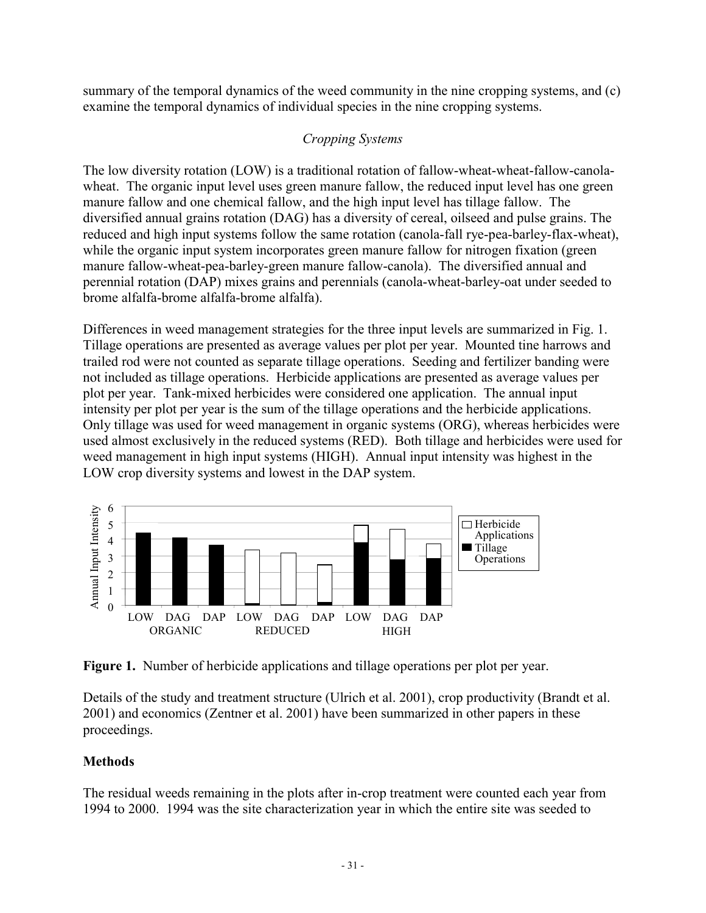summary of the temporal dynamics of the weed community in the nine cropping systems, and (c) examine the temporal dynamics of individual species in the nine cropping systems.

*Cropping Systems*

The low diversity rotation (LOW) is a traditional rotation of fallow-wheat-wheat-fallow-canola-wheat. The organic input level uses green manure fallow, the reduced input level has one green manure fallow and one chemical fallow, and the high input level has tillage fallow. The diversified annual grains rotation (DAG) has a diversity of cereal, oilseed and pulse grains. The reduced and high input systems follow the same rotation (canola-fall rye-pea-barley-flax-wheat), while the organic input system incorporates green manure fallow for nitrogen fixation (green manure fallow-wheat-pea-barley-green manure fallow-canola). The diversified annual and perennial rotation (DAP) mixes grains and perennials (canola-wheat-barley-oat under seeded to brome alfalfa-brome alfalfa-brome alfalfa).

Differences in weed management strategies for the three input levels are summarized in Fig. 1. Tillage operations are presented as average values per plot per year. Mounted tine harrows and trailed rod were not counted as separate tillage operations. Seeding and fertilizer banding were not included as tillage operations. Herbicide applications are presented as average values per plot per year. Tank-mixed herbicides were considered one application. The annual input intensity per plot per year is the sum of the tillage operations and the herbicide applications. Only tillage was used for weed management in organic systems (ORG), whereas herbicides were used almost exclusively in the reduced systems (RED). Both tillage and herbicides were used for weed management in high input systems (HIGH). Annual input intensity was highest in the LOW crop diversity systems and lowest in the DAP system.

**Figure 1.** Number of herbicide applications and tillage operations per plot per year.

Details of the study and treatment structure (Ulrich et al. 2001), crop productivity (Brandt et al. 2001) and economics (Zentner et al. 2001) have been summarized in other papers in these proceedings.

## Methods

The residual weeds remaining in the plots after in-crop treatment were counted each year from 1994 to 2000. 1994 was the site characterization year in which the entire site was seeded to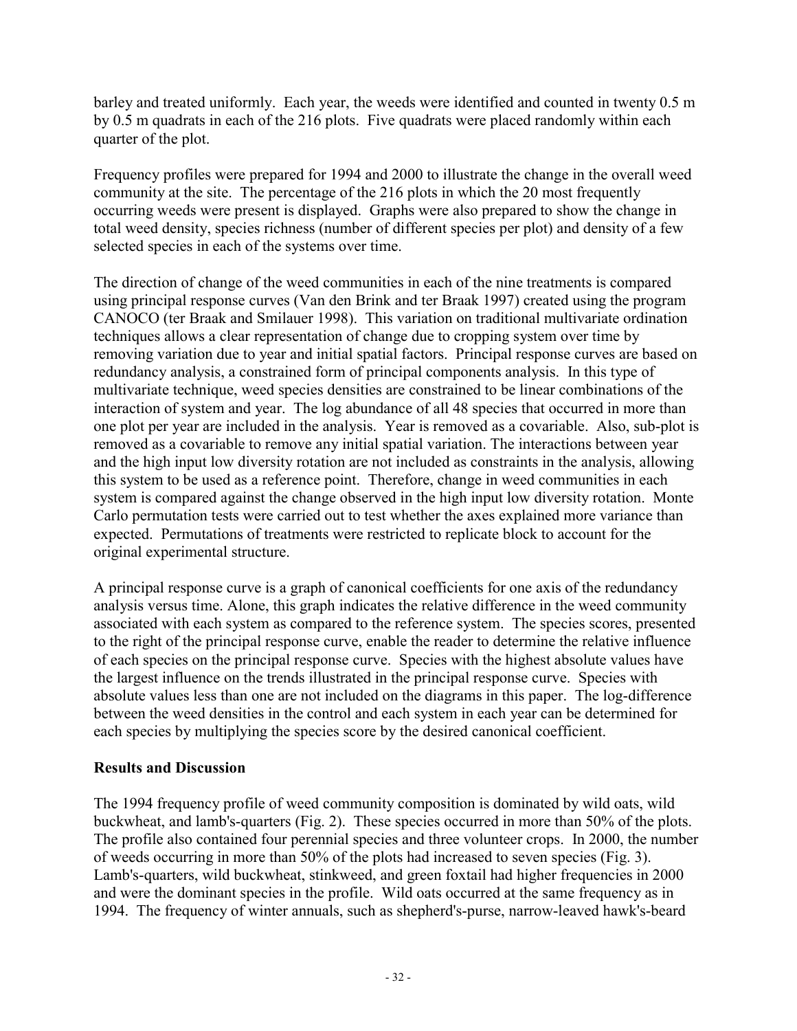barley and treated uniformly. Each year, the weeds were identified and counted in twenty 0.5 m by 0.5 m quadrats in each of the 216 plots. Five quadrats were placed randomly within each quarter of the plot.

Frequency profiles were prepared for 1994 and 2000 to illustrate the change in the overall weed community at the site. The percentage of the 216 plots in which the 20 most frequently occurring weeds were present is displayed. Graphs were also prepared to show the change in total weed density, species richness (number of different species per plot) and density of a few selected species in each of the systems over time.

The direction of change of the weed communities in each of the nine treatments is compared using principal response curves (Van den Brink and ter Braak 1997) created using the program CANOCO (ter Braak and Smilauer 1998). This variation on traditional multivariate ordination techniques allows a clear representation of change due to cropping system over time by removing variation due to year and initial spatial factors. Principal response curves are based on redundancy analysis, a constrained form of principal components analysis. In this type of multivariate technique, weed species densities are constrained to be linear combinations of the interaction of system and year. The log abundance of all 48 species that occurred in more than one plot per year are included in the analysis. Year is removed as a covariable. Also, sub-plot is removed as a covariable to remove any initial spatial variation. The interactions between year and the high input low diversity rotation are not included as constraints in the analysis, allowing this system to be used as a reference point. Therefore, change in weed communities in each system is compared against the change observed in the high input low diversity rotation. Monte Carlo permutation tests were carried out to test whether the axes explained more variance than expected. Permutations of treatments were restricted to replicate block to account for the original experimental structure.

A principal response curve is a graph of canonical coefficients for one axis of the redundancy analysis versus time. Alone, this graph indicates the relative difference in the weed community associated with each system as compared to the reference system. The species scores, presented to the right of the principal response curve, enable the reader to determine the relative influence of each species on the principal response curve. Species with the highest absolute values have the largest influence on the trends illustrated in the principal response curve. Species with absolute values less than one are not included on the diagrams in this paper. The log-difference between the weed densities in the control and each system in each year can be determined for each species by multiplying the species score by the desired canonical coefficient.

## Results and Discussion

The 1994 frequency profile of weed community composition is dominated by wild oats, wild buckwheat, and lamb's-quarters (Fig. 2). These species occurred in more than 50% of the plots. The profile also contained four perennial species and three volunteer crops. In 2000, the number of weeds occurring in more than 50% of the plots had increased to seven species (Fig. 3). Lamb's-quarters, wild buckwheat, stinkweed, and green foxtail had higher frequencies in 2000 and were the dominant species in the profile. Wild oats occurred at the same frequency as in 1994. The frequency of winter annuals, such as shepherd's-purse, narrow-leaved hawk's-beard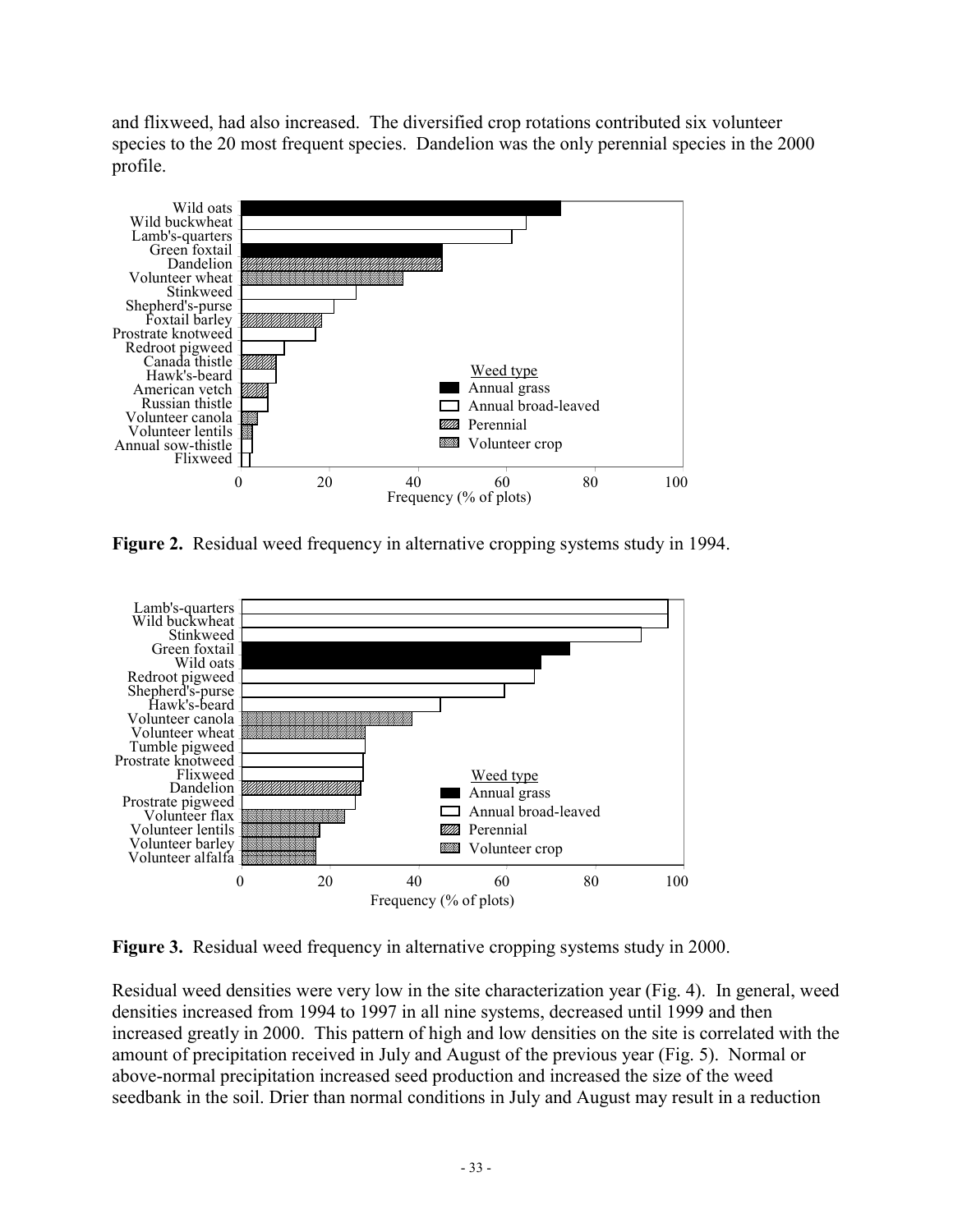and flixweed, had also increased. The diversified crop rotations contributed six volunteer species to the 20 most frequent species. Dandelion was the only perennial species in the 2000 profile.

**Figure 2.** Residual weed frequency in alternative cropping systems study in 1994.

**Figure 3.** Residual weed frequency in alternative cropping systems study in 2000.

Residual weed densities were very low in the site characterization year (Fig. 4). In general, weed densities increased from 1994 to 1997 in all nine systems, decreased until 1999 and then increased greatly in 2000. This pattern of high and low densities on the site is correlated with the amount of precipitation received in July and August of the previous year (Fig. 5). Normal or above-normal precipitation increased seed production and increased the size of the weed seedbank in the soil. Drier than normal conditions in July and August may result in a reduction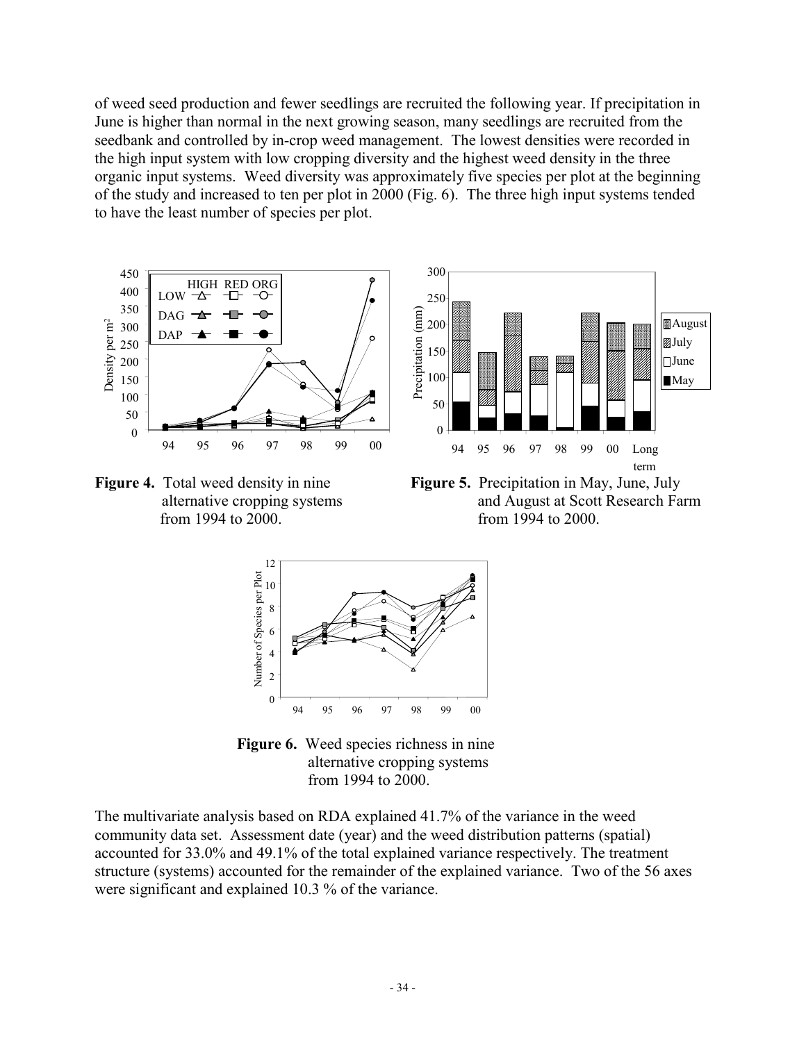of weed seed production and fewer seedlings are recruited the following year. If precipitation in June is higher than normal in the next growing season, many seedlings are recruited from the seedbank and controlled by in-crop weed management. The lowest densities were recorded in the high input system with low cropping diversity and the highest weed density in the three organic input systems. Weed diversity was approximately five species per plot at the beginning of the study and increased to ten per plot in 2000 (Fig. 6). The three high input systems tended to have the least number of species per plot.

**Figure 4.** Total weed density in nine alternative cropping systems from 1994 to 2000.

**Figure 5.** Precipitation in May, June, July and August at Scott Research Farm from 1994 to 2000.

**Figure 6.** Weed species richness in nine alternative cropping systems from 1994 to 2000.

The multivariate analysis based on RDA explained 41.7% of the variance in the weed community data set. Assessment date (year) and the weed distribution patterns (spatial) accounted for 33.0% and 49.1% of the total explained variance respectively. The treatment structure (systems) accounted for the remainder of the explained variance. Two of the 56 axes were significant and explained 10.3 % of the variance.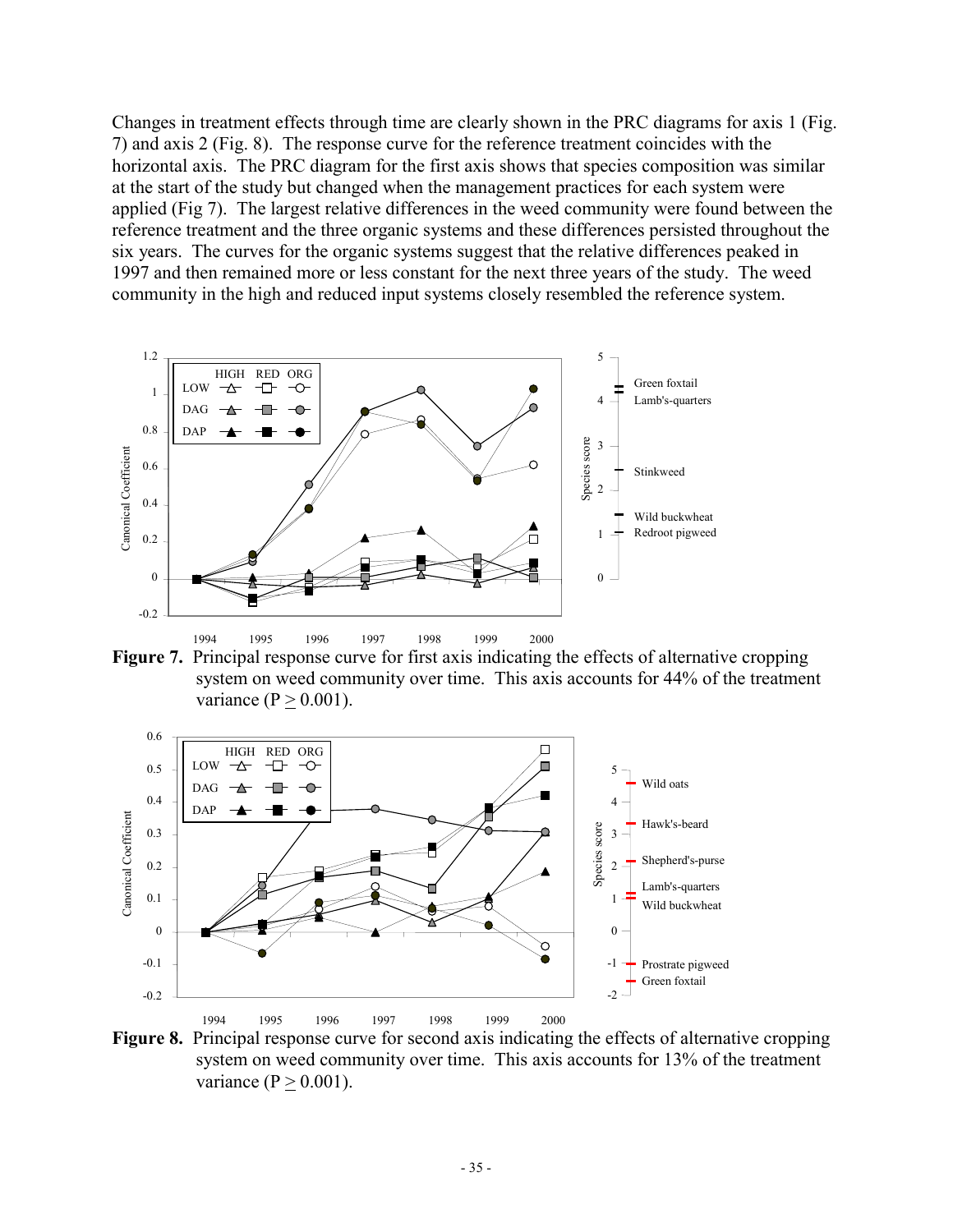Changes in treatment effects through time are clearly shown in the PRC diagrams for axis 1 (Fig. 7) and axis 2 (Fig. 8). The response curve for the reference treatment coincides with the horizontal axis. The PRC diagram for the first axis shows that species composition was similar at the start of the study but changed when the management practices for each system were applied (Fig 7). The largest relative differences in the weed community were found between the reference treatment and the three organic systems and these differences persisted throughout the six years. The curves for the organic systems suggest that the relative differences peaked in 1997 and then remained more or less constant for the next three years of the study. The weed community in the high and reduced input systems closely resembled the reference system.

**Figure 7.** Principal response curve for first axis indicating the effects of alternative cropping system on weed community over time. This axis accounts for 44% of the treatment variance ($P \geq 0.001$).

**Figure 8.** Principal response curve for second axis indicating the effects of alternative cropping system on weed community over time. This axis accounts for 13% of the treatment variance ($P \geq 0.001$).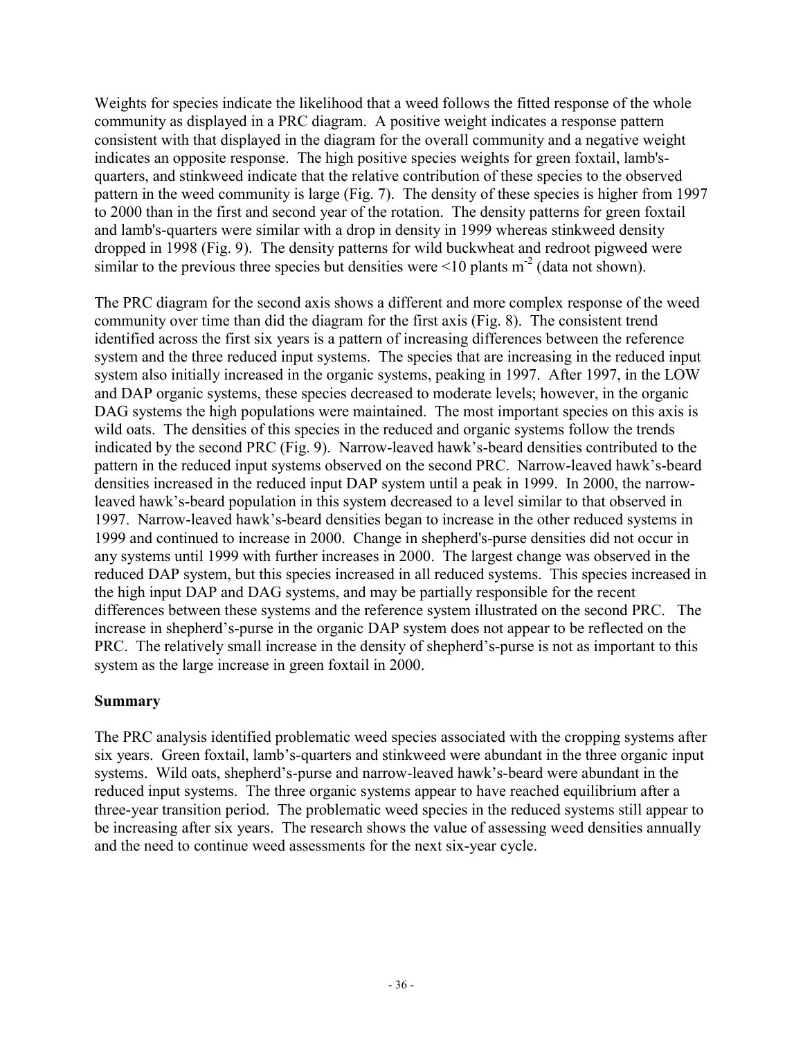Weights for species indicate the likelihood that a weed follows the fitted response of the whole community as displayed in a PRC diagram. A positive weight indicates a response pattern consistent with that displayed in the diagram for the overall community and a negative weight indicates an opposite response. The high positive species weights for green foxtail, lamb's-quarters, and stinkweed indicate that the relative contribution of these species to the observed pattern in the weed community is large (Fig. 7). The density of these species is higher from 1997 to 2000 than in the first and second year of the rotation. The density patterns for green foxtail and lamb's-quarters were similar with a drop in density in 1999 whereas stinkweed density dropped in 1998 (Fig. 9). The density patterns for wild buckwheat and redroot pigweed were similar to the previous three species but densities were <10 plants $m^{-2}$ (data not shown).

The PRC diagram for the second axis shows a different and more complex response of the weed community over time than did the diagram for the first axis (Fig. 8). The consistent trend identified across the first six years is a pattern of increasing differences between the reference system and the three reduced input systems. The species that are increasing in the reduced input system also initially increased in the organic systems, peaking in 1997. After 1997, in the LOW and DAP organic systems, these species decreased to moderate levels; however, in the organic DAG systems the high populations were maintained. The most important species on this axis is wild oats. The densities of this species in the reduced and organic systems follow the trends indicated by the second PRC (Fig. 9). Narrow-leaved hawk's-beard densities contributed to the pattern in the reduced input systems observed on the second PRC. Narrow-leaved hawk's-beard densities increased in the reduced input DAP system until a peak in 1999. In 2000, the narrow-leaved hawk's-beard population in this system decreased to a level similar to that observed in 1997. Narrow-leaved hawk's-beard densities began to increase in the other reduced systems in 1999 and continued to increase in 2000. Change in shepherd's-purse densities did not occur in any systems until 1999 with further increases in 2000. The largest change was observed in the reduced DAP system, but this species increased in all reduced systems. This species increased in the high input DAP and DAG systems, and may be partially responsible for the recent differences between these systems and the reference system illustrated on the second PRC. The increase in shepherd's-purse in the organic DAP system does not appear to be reflected on the PRC. The relatively small increase in the density of shepherd's-purse is not as important to this system as the large increase in green foxtail in 2000.

## Summary

The PRC analysis identified problematic weed species associated with the cropping systems after six years. Green foxtail, lamb's-quarters and stinkweed were abundant in the three organic input systems. Wild oats, shepherd's-purse and narrow-leaved hawk's-beard were abundant in the reduced input systems. The three organic systems appear to have reached equilibrium after a three-year transition period. The problematic weed species in the reduced systems still appear to be increasing after six years. The research shows the value of assessing weed densities annually and the need to continue weed assessments for the next six-year cycle.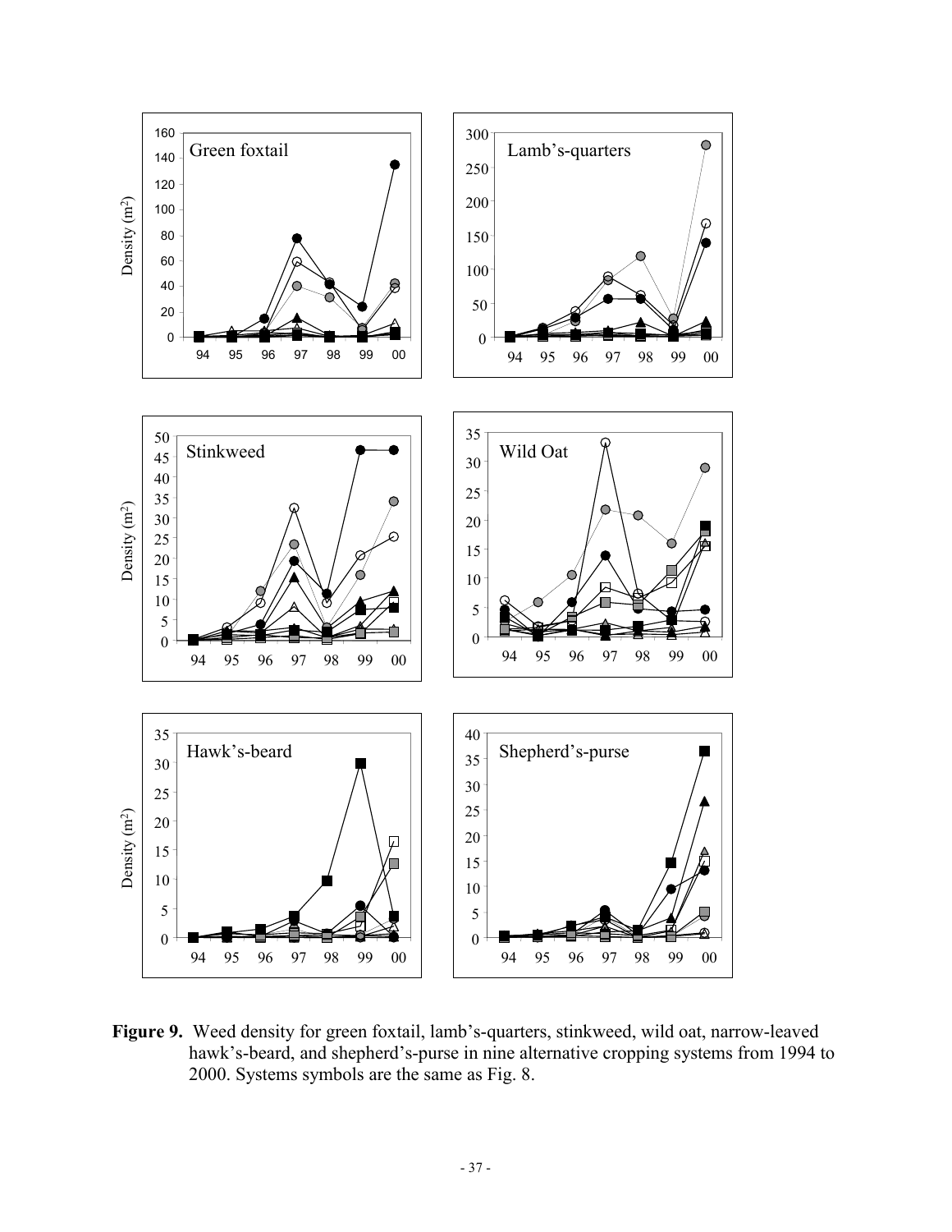**Figure 9.** Weed density for green foxtail, lamb's-quarters, stinkweed, wild oat, narrow-leaved hawk's-beard, and shepherd's-purse in nine alternative cropping systems from 1994 to 2000. Systems symbols are the same as Fig. 8.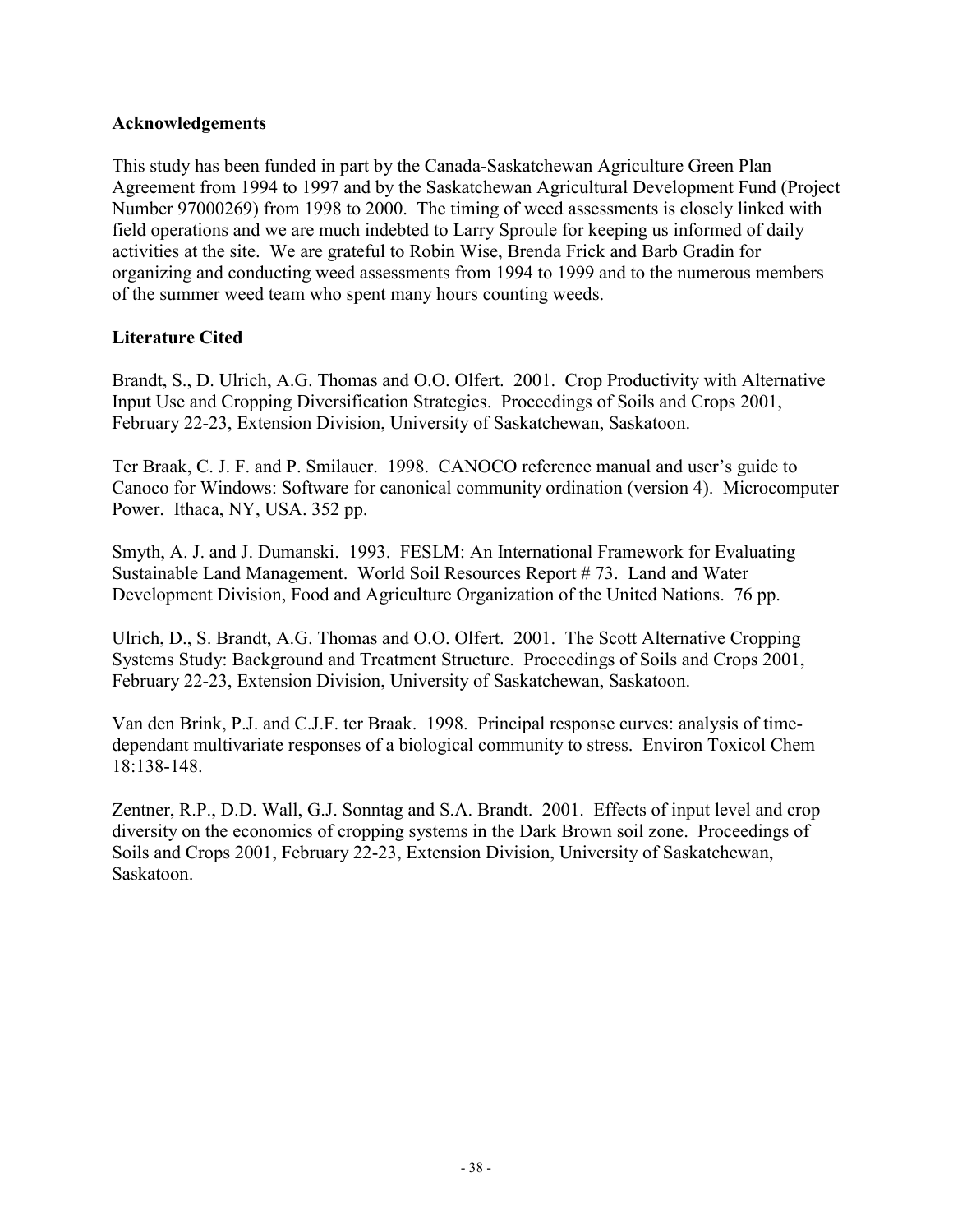## Acknowledgements

This study has been funded in part by the Canada-Saskatchewan Agriculture Green Plan Agreement from 1994 to 1997 and by the Saskatchewan Agricultural Development Fund (Project Number 97000269) from 1998 to 2000. The timing of weed assessments is closely linked with field operations and we are much indebted to Larry Sproule for keeping us informed of daily activities at the site. We are grateful to Robin Wise, Brenda Frick and Barb Gradin for organizing and conducting weed assessments from 1994 to 1999 and to the numerous members of the summer weed team who spent many hours counting weeds.

## Literature Cited

Brandt, S., D. Ulrich, A.G. Thomas and O.O. Olfert. 2001. Crop Productivity with Alternative Input Use and Cropping Diversification Strategies. Proceedings of Soils and Crops 2001, February 22-23, Extension Division, University of Saskatchewan, Saskatoon.

Ter Braak, C. J. F. and P. Smilauer. 1998. CANOCO reference manual and user's guide to Canoco for Windows: Software for canonical community ordination (version 4). Microcomputer Power. Ithaca, NY, USA. 352 pp.

Smyth, A. J. and J. Dumanski. 1993. FESLM: An International Framework for Evaluating Sustainable Land Management. World Soil Resources Report # 73. Land and Water Development Division, Food and Agriculture Organization of the United Nations. 76 pp.

Ulrich, D., S. Brandt, A.G. Thomas and O.O. Olfert. 2001. The Scott Alternative Cropping Systems Study: Background and Treatment Structure. Proceedings of Soils and Crops 2001, February 22-23, Extension Division, University of Saskatchewan, Saskatoon.

Van den Brink, P.J. and C.J.F. ter Braak. 1998. Principal response curves: analysis of time-dependant multivariate responses of a biological community to stress. Environ Toxicol Chem 18:138-148.

Zentner, R.P., D.D. Wall, G.J. Sonntag and S.A. Brandt. 2001. Effects of input level and crop diversity on the economics of cropping systems in the Dark Brown soil zone. Proceedings of Soils and Crops 2001, February 22-23, Extension Division, University of Saskatchewan, Saskatoon.